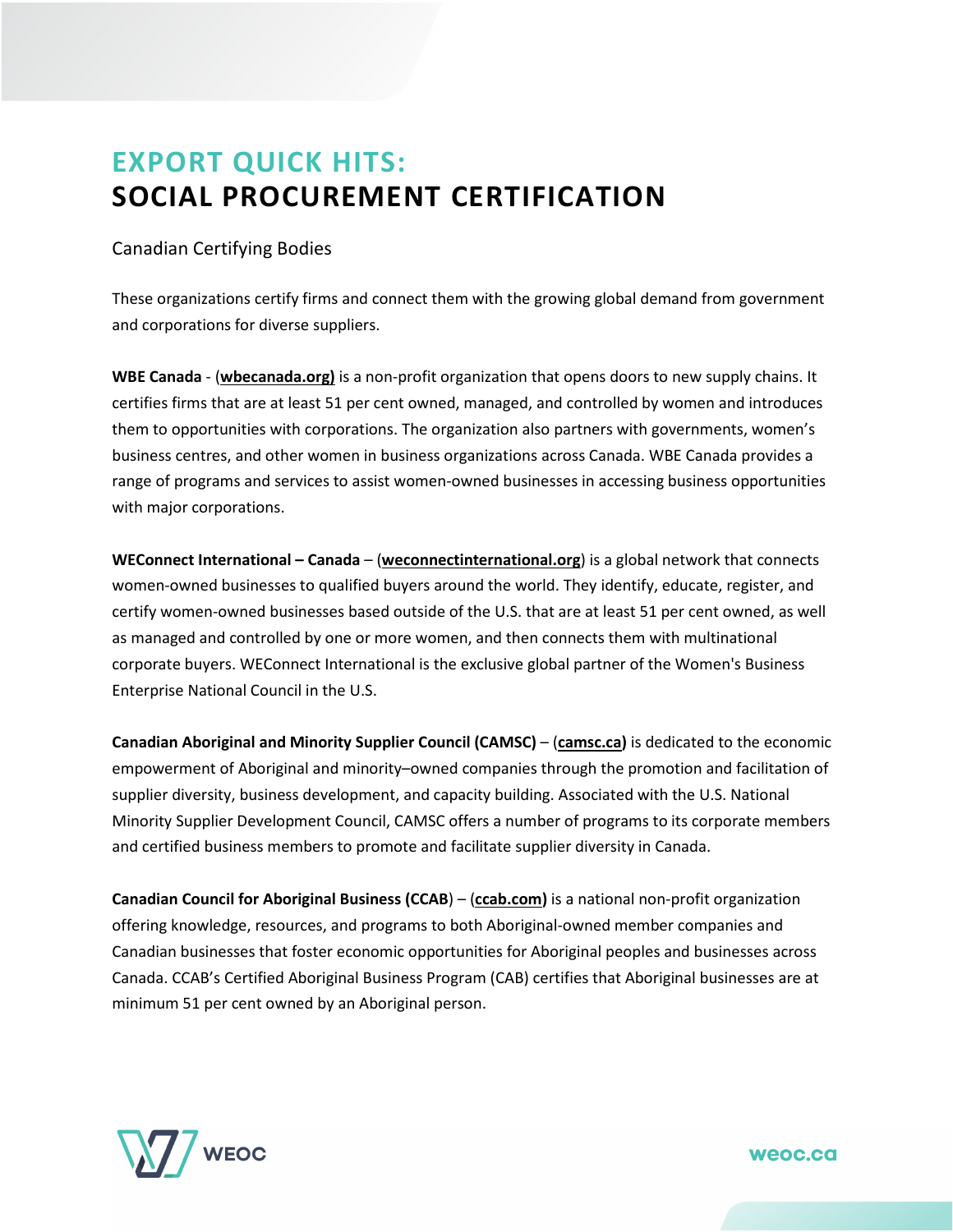# EXPORT QUICK HITS: SOCIAL PROCUREMENT CERTIFICATION

Canadian Certifying Bodies

These organizations certify firms and connect them with the growing global demand from government and corporations for diverse suppliers.

**WBE Canada** - (**wbecanada.org)** is a non-profit organization that opens doors to new supply chains. It certifies firms that are at least 51 per cent owned, managed, and controlled by women and introduces them to opportunities with corporations. The organization also partners with governments, women's business centres, and other women in business organizations across Canada. WBE Canada provides a range of programs and services to assist women-owned businesses in accessing business opportunities with major corporations.

**WEConnect International – Canada** – (**weconnectinternational.org**) is a global network that connects women-owned businesses to qualified buyers around the world. They identify, educate, register, and certify women-owned businesses based outside of the U.S. that are at least 51 per cent owned, as well as managed and controlled by one or more women, and then connects them with multinational corporate buyers. WEConnect International is the exclusive global partner of the Women's Business Enterprise National Council in the U.S.

**Canadian Aboriginal and Minority Supplier Council (CAMSC)** – (**camsc.ca)** is dedicated to the economic empowerment of Aboriginal and minority–owned companies through the promotion and facilitation of supplier diversity, business development, and capacity building. Associated with the U.S. National Minority Supplier Development Council, CAMSC offers a number of programs to its corporate members and certified business members to promote and facilitate supplier diversity in Canada.

**Canadian Council for Aboriginal Business (CCAB**) – (**ccab.com)** is a national non-profit organization offering knowledge, resources, and programs to both Aboriginal-owned member companies and Canadian businesses that foster economic opportunities for Aboriginal peoples and businesses across Canada. CCAB's Certified Aboriginal Business Program (CAB) certifies that Aboriginal businesses are at minimum 51 per cent owned by an Aboriginal person.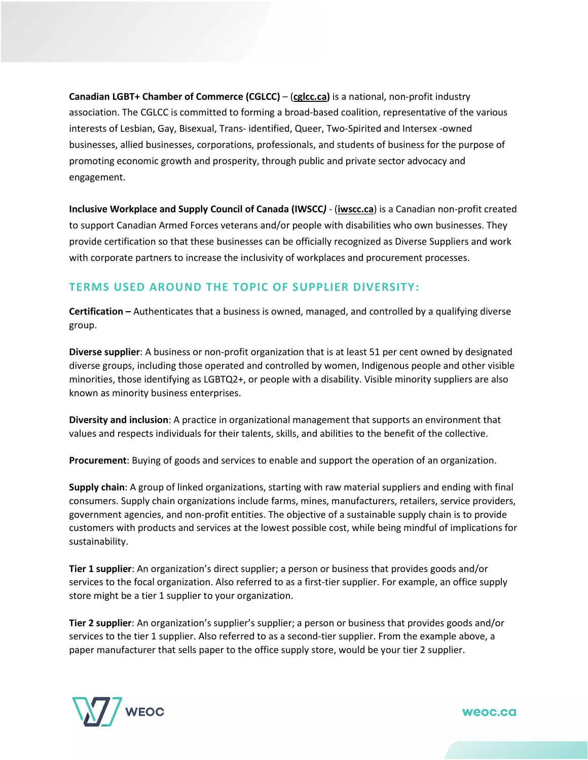**Canadian LGBT+ Chamber of Commerce (CGLCC)** – (**cglcc.ca)** is a national, non-profit industry association. The CGLCC is committed to forming a broad-based coalition, representative of the various interests of Lesbian, Gay, Bisexual, Trans- identified, Queer, Two-Spirited and Intersex -owned businesses, allied businesses, corporations, professionals, and students of business for the purpose of promoting economic growth and prosperity, through public and private sector advocacy and engagement.

**Inclusive Workplace and Supply Council of Canada (IWSCC*)*** - (**iwscc.ca**) is a Canadian non-profit created to support Canadian Armed Forces veterans and/or people with disabilities who own businesses. They provide certification so that these businesses can be officially recognized as Diverse Suppliers and work with corporate partners to increase the inclusivity of workplaces and procurement processes.

## TERMS USED AROUND THE TOPIC OF SUPPLIER DIVERSITY:

**Certification –** Authenticates that a business is owned, managed, and controlled by a qualifying diverse group.

**Diverse supplier**: A business or non-profit organization that is at least 51 per cent owned by designated diverse groups, including those operated and controlled by women, Indigenous people and other visible minorities, those identifying as LGBTQ2+, or people with a disability. Visible minority suppliers are also known as minority business enterprises.

**Diversity and inclusion**: A practice in organizational management that supports an environment that values and respects individuals for their talents, skills, and abilities to the benefit of the collective.

**Procurement**: Buying of goods and services to enable and support the operation of an organization.

**Supply chain**: A group of linked organizations, starting with raw material suppliers and ending with final consumers. Supply chain organizations include farms, mines, manufacturers, retailers, service providers, government agencies, and non-profit entities. The objective of a sustainable supply chain is to provide customers with products and services at the lowest possible cost, while being mindful of implications for sustainability.

**Tier 1 supplier**: An organization's direct supplier; a person or business that provides goods and/or services to the focal organization. Also referred to as a first-tier supplier. For example, an office supply store might be a tier 1 supplier to your organization.

**Tier 2 supplier**: An organization's supplier's supplier; a person or business that provides goods and/or services to the tier 1 supplier. Also referred to as a second-tier supplier. From the example above, a paper manufacturer that sells paper to the office supply store, would be your tier 2 supplier.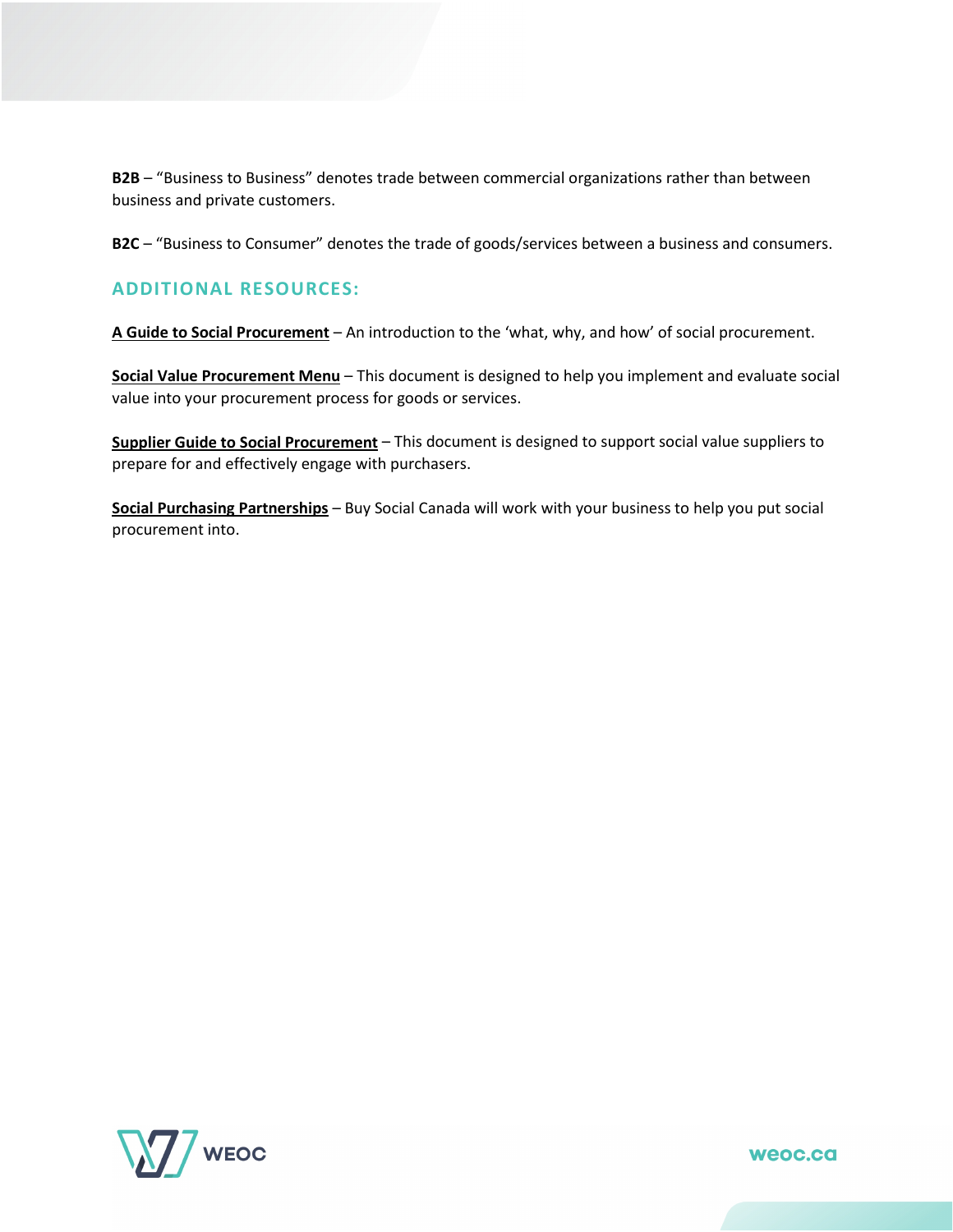**B2B** – "Business to Business" denotes trade between commercial organizations rather than between business and private customers.

**B2C** – "Business to Consumer" denotes the trade of goods/services between a business and consumers.

## ADDITIONAL RESOURCES:

**A Guide to Social Procurement** – An introduction to the 'what, why, and how' of social procurement.

**Social Value Procurement Menu** – This document is designed to help you implement and evaluate social value into your procurement process for goods or services.

**Supplier Guide to Social Procurement** – This document is designed to support social value suppliers to prepare for and effectively engage with purchasers.

**Social Purchasing Partnerships** – Buy Social Canada will work with your business to help you put social procurement into.